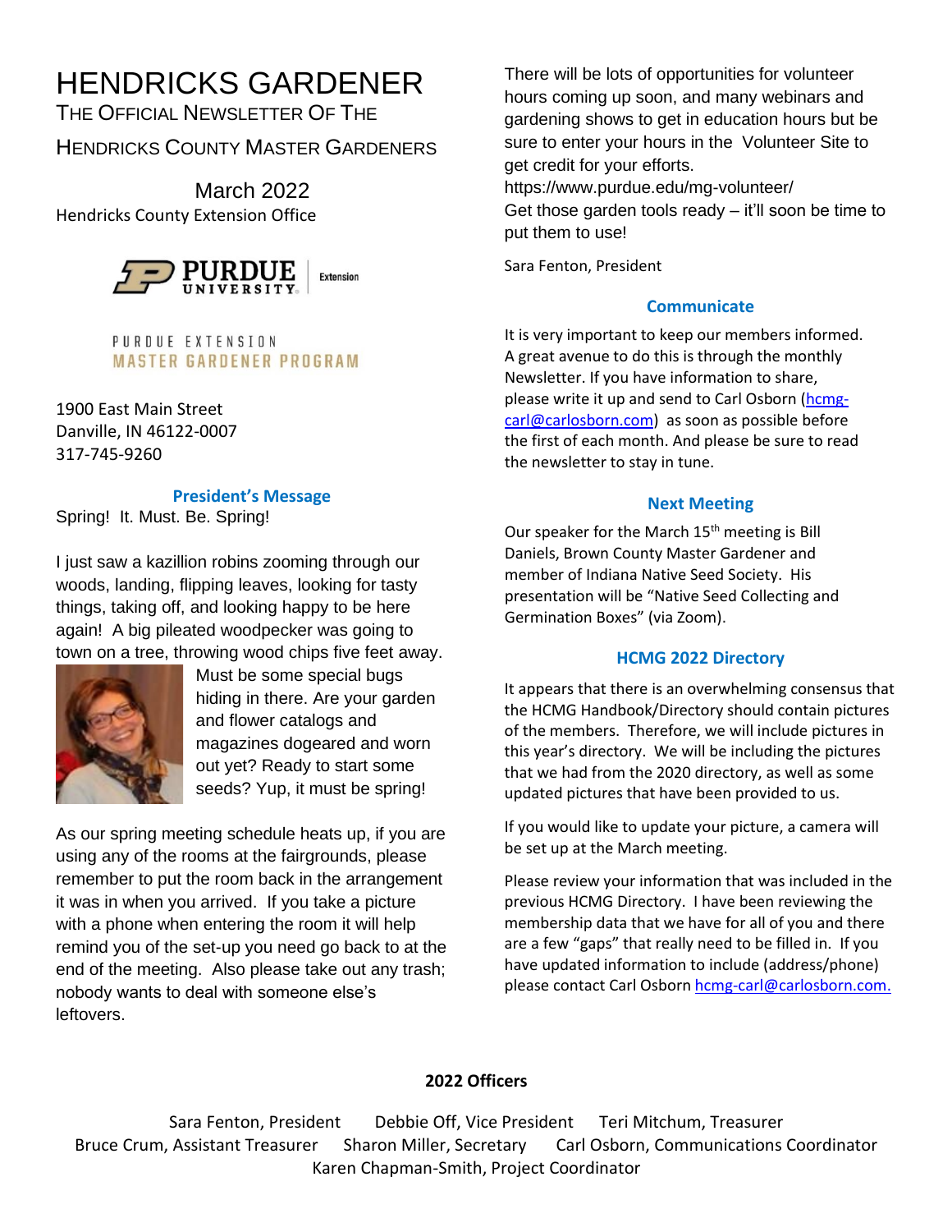# HENDRICKS GARDENER

THE OFFICIAL NEWSLETTER OF THE HENDRICKS COUNTY MASTER GARDENERS

March 2022

Hendricks County Extension Office

PURDUE UNIVERSITY | Extension

PURDUE EXTENSION MASTER GARDENER PROGRAM

1900 East Main Street
Danville, IN 46122-0007
317-745-9260

## President's Message

Spring! It. Must. Be. Spring!

I just saw a kazillion robins zooming through our woods, landing, flipping leaves, looking for tasty things, taking off, and looking happy to be here again! A big pileated woodpecker was going to town on a tree, throwing wood chips five feet away. Must be some special bugs hiding in there. Are your garden and flower catalogs and magazines dogeared and worn out yet? Ready to start some seeds? Yup, it must be spring!

As our spring meeting schedule heats up, if you are using any of the rooms at the fairgrounds, please remember to put the room back in the arrangement it was in when you arrived. If you take a picture with a phone when entering the room it will help remind you of the set-up you need go back to at the end of the meeting. Also please take out any trash; nobody wants to deal with someone else's leftovers.

There will be lots of opportunities for volunteer hours coming up soon, and many webinars and gardening shows to get in education hours but be sure to enter your hours in the Volunteer Site to get credit for your efforts.
https://www.purdue.edu/mg-volunteer/
Get those garden tools ready – it'll soon be time to put them to use!

Sara Fenton, President

## Communicate

It is very important to keep our members informed. A great avenue to do this is through the monthly Newsletter. If you have information to share, please write it up and send to Carl Osborn (hcmg-carl@carlosborn.com) as soon as possible before the first of each month. And please be sure to read the newsletter to stay in tune.

## Next Meeting

Our speaker for the March 15th meeting is Bill Daniels, Brown County Master Gardener and member of Indiana Native Seed Society. His presentation will be "Native Seed Collecting and Germination Boxes" (via Zoom).

## HCMG 2022 Directory

It appears that there is an overwhelming consensus that the HCMG Handbook/Directory should contain pictures of the members. Therefore, we will include pictures in this year's directory. We will be including the pictures that we had from the 2020 directory, as well as some updated pictures that have been provided to us.

If you would like to update your picture, a camera will be set up at the March meeting.

Please review your information that was included in the previous HCMG Directory. I have been reviewing the membership data that we have for all of you and there are a few "gaps" that really need to be filled in. If you have updated information to include (address/phone) please contact Carl Osborn hcmg-carl@carlosborn.com.

## 2022 Officers

Sara Fenton, President — Debbie Off, Vice President — Teri Mitchum, Treasurer
Bruce Crum, Assistant Treasurer — Sharon Miller, Secretary — Carl Osborn, Communications Coordinator
Karen Chapman-Smith, Project Coordinator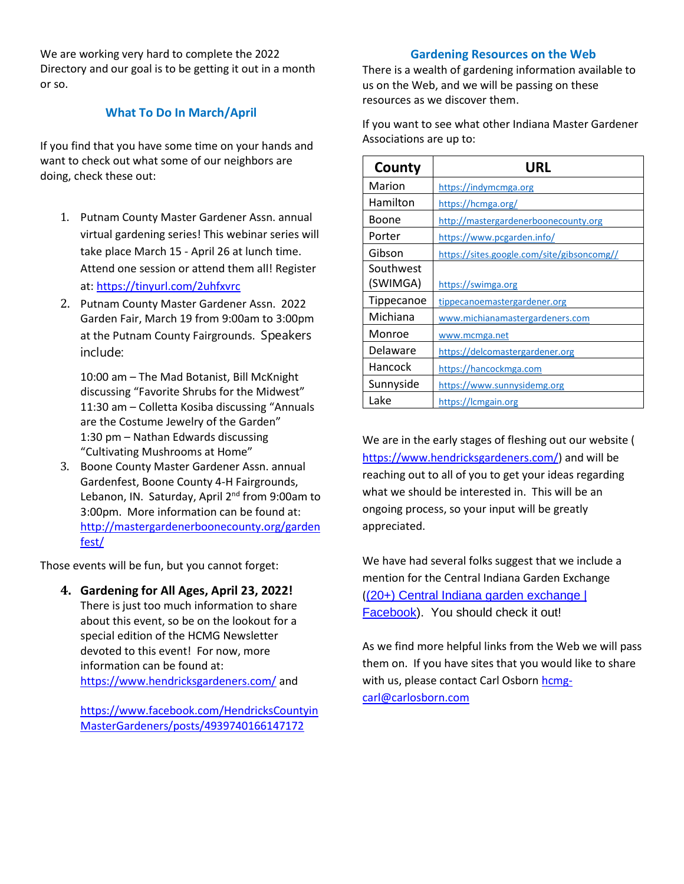We are working very hard to complete the 2022 Directory and our goal is to be getting it out in a month or so.

## What To Do In March/April

If you find that you have some time on your hands and want to check out what some of our neighbors are doing, check these out:

1. Putnam County Master Gardener Assn. annual virtual gardening series! This webinar series will take place March 15 - April 26 at lunch time. Attend one session or attend them all! Register at: https://tinyurl.com/2uhfxvrc
2. Putnam County Master Gardener Assn. 2022 Garden Fair, March 19 from 9:00am to 3:00pm at the Putnam County Fairgrounds. Speakers include:

   10:00 am – The Mad Botanist, Bill McKnight discussing "Favorite Shrubs for the Midwest"
   11:30 am – Colletta Kosiba discussing "Annuals are the Costume Jewelry of the Garden"
   1:30 pm – Nathan Edwards discussing "Cultivating Mushrooms at Home"
3. Boone County Master Gardener Assn. annual Gardenfest, Boone County 4-H Fairgrounds, Lebanon, IN. Saturday, April 2nd from 9:00am to 3:00pm. More information can be found at: http://mastergardenerboonecounty.org/gardenfest/

Those events will be fun, but you cannot forget:

4. **Gardening for All Ages, April 23, 2022!** There is just too much information to share about this event, so be on the lookout for a special edition of the HCMG Newsletter devoted to this event! For now, more information can be found at: https://www.hendricksgardeners.com/ and

   https://www.facebook.com/HendricksCountyinMasterGardeners/posts/4939740166147172

## Gardening Resources on the Web

There is a wealth of gardening information available to us on the Web, and we will be passing on these resources as we discover them.

If you want to see what other Indiana Master Gardener Associations are up to:

| County | URL |
|---|---|
| Marion | https://indymcmga.org |
| Hamilton | https://hcmga.org/ |
| Boone | http://mastergardenerboonecounty.org |
| Porter | https://www.pcgarden.info/ |
| Gibson | https://sites.google.com/site/gibsoncomg// |
| Southwest (SWIMGA) | https://swimga.org |
| Tippecanoe | tippecanoemastergardener.org |
| Michiana | www.michianamastergardeners.com |
| Monroe | www.mcmga.net |
| Delaware | https://delcomastergardener.org |
| Hancock | https://hancockmga.com |
| Sunnyside | https://www.sunnysidemg.org |
| Lake | https://lcmgain.org |

We are in the early stages of fleshing out our website (https://www.hendricksgardeners.com/) and will be reaching out to all of you to get your ideas regarding what we should be interested in. This will be an ongoing process, so your input will be greatly appreciated.

We have had several folks suggest that we include a mention for the Central Indiana Garden Exchange ((20+) Central Indiana garden exchange | Facebook). You should check it out!

As we find more helpful links from the Web we will pass them on. If you have sites that you would like to share with us, please contact Carl Osborn hcmg-carl@carlosborn.com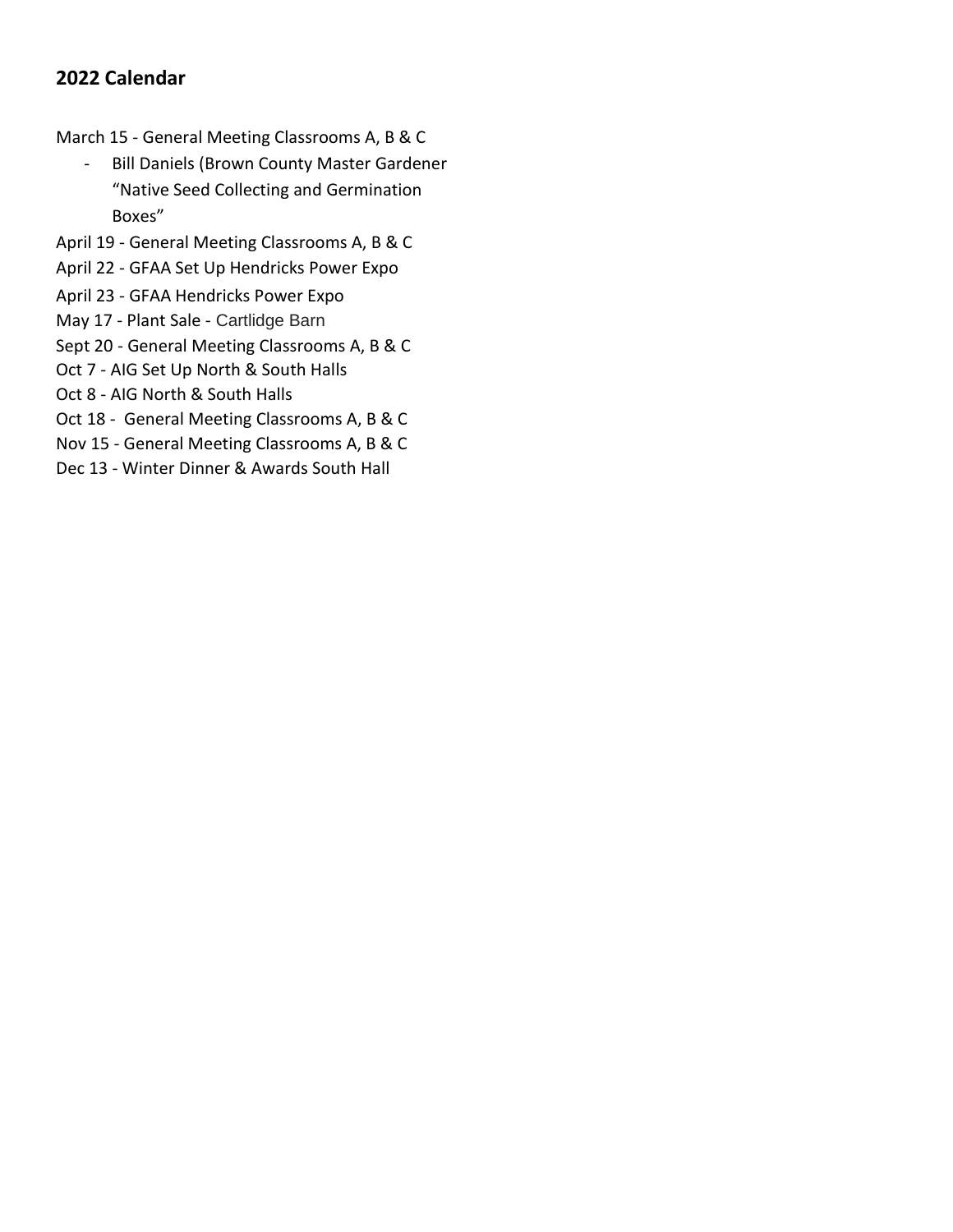## 2022 Calendar

March 15 - General Meeting Classrooms A, B & C

- Bill Daniels (Brown County Master Gardener "Native Seed Collecting and Germination Boxes"

April 19 - General Meeting Classrooms A, B & C

April 22 - GFAA Set Up Hendricks Power Expo

April 23 - GFAA Hendricks Power Expo

May 17 - Plant Sale - Cartlidge Barn

Sept 20 - General Meeting Classrooms A, B & C

Oct 7 - AIG Set Up North & South Halls

Oct 8 - AIG North & South Halls

Oct 18 - General Meeting Classrooms A, B & C

Nov 15 - General Meeting Classrooms A, B & C

Dec 13 - Winter Dinner & Awards South Hall